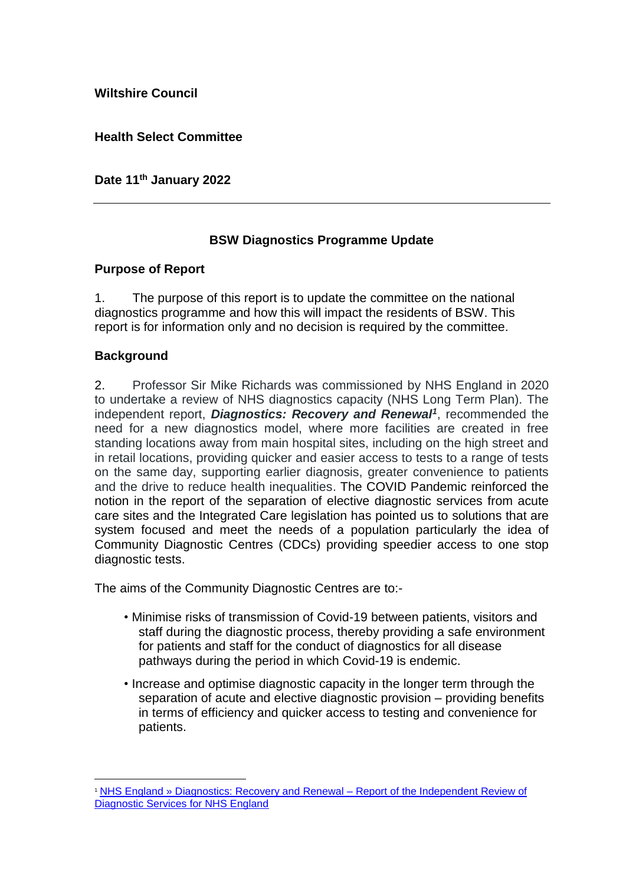**Wiltshire Council**

**Health Select Committee**

**Date 11th January 2022**

---

**BSW Diagnostics Programme Update**

**Purpose of Report**

1. The purpose of this report is to update the committee on the national diagnostics programme and how this will impact the residents of BSW. This report is for information only and no decision is required by the committee.

**Background**

2. Professor Sir Mike Richards was commissioned by NHS England in 2020 to undertake a review of NHS diagnostics capacity (NHS Long Term Plan). The independent report, ***Diagnostics: Recovery and Renewal***[1], recommended the need for a new diagnostics model, where more facilities are created in free standing locations away from main hospital sites, including on the high street and in retail locations, providing quicker and easier access to tests to a range of tests on the same day, supporting earlier diagnosis, greater convenience to patients and the drive to reduce health inequalities. The COVID Pandemic reinforced the notion in the report of the separation of elective diagnostic services from acute care sites and the Integrated Care legislation has pointed us to solutions that are system focused and meet the needs of a population particularly the idea of Community Diagnostic Centres (CDCs) providing speedier access to one stop diagnostic tests.

The aims of the Community Diagnostic Centres are to:-

- Minimise risks of transmission of Covid-19 between patients, visitors and staff during the diagnostic process, thereby providing a safe environment for patients and staff for the conduct of diagnostics for all disease pathways during the period in which Covid-19 is endemic.
- Increase and optimise diagnostic capacity in the longer term through the separation of acute and elective diagnostic provision – providing benefits in terms of efficiency and quicker access to testing and convenience for patients.

---

[1] NHS England » Diagnostics: Recovery and Renewal – Report of the Independent Review of Diagnostic Services for NHS England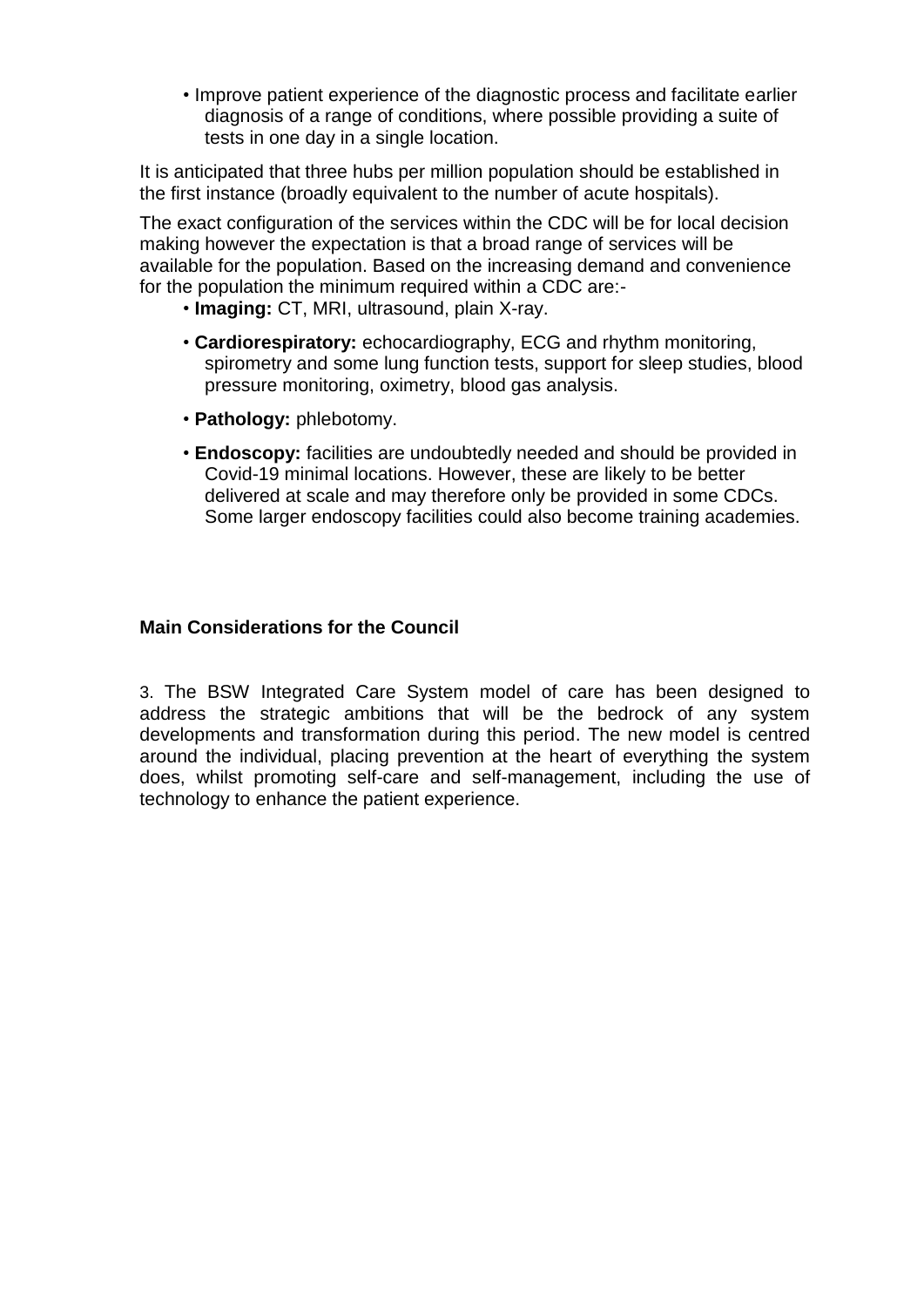- Improve patient experience of the diagnostic process and facilitate earlier diagnosis of a range of conditions, where possible providing a suite of tests in one day in a single location.

It is anticipated that three hubs per million population should be established in the first instance (broadly equivalent to the number of acute hospitals).

The exact configuration of the services within the CDC will be for local decision making however the expectation is that a broad range of services will be available for the population. Based on the increasing demand and convenience for the population the minimum required within a CDC are:-

- **Imaging:** CT, MRI, ultrasound, plain X-ray.
- **Cardiorespiratory:** echocardiography, ECG and rhythm monitoring, spirometry and some lung function tests, support for sleep studies, blood pressure monitoring, oximetry, blood gas analysis.
- **Pathology:** phlebotomy.
- **Endoscopy:** facilities are undoubtedly needed and should be provided in Covid-19 minimal locations. However, these are likely to be better delivered at scale and may therefore only be provided in some CDCs. Some larger endoscopy facilities could also become training academies.

**Main Considerations for the Council**

3. The BSW Integrated Care System model of care has been designed to address the strategic ambitions that will be the bedrock of any system developments and transformation during this period. The new model is centred around the individual, placing prevention at the heart of everything the system does, whilst promoting self-care and self-management, including the use of technology to enhance the patient experience.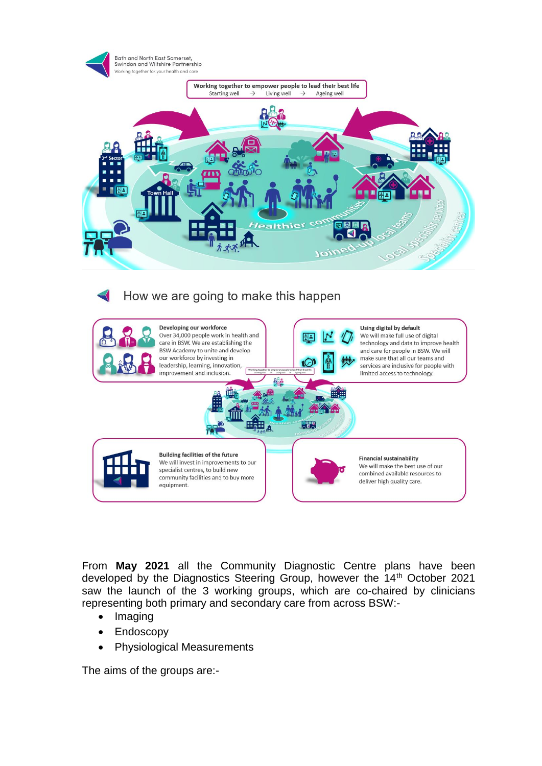Bath and North East Somerset, Swindon and Wiltshire Partnership
Working together for your health and care

Working together to empower people to lead their best life
Starting well → Living well → Ageing well

3rd Sector

Town Hall

Healthier communities

Joined-up local teams

Local specialist services

Specialist centres

## How we are going to make this happen

**Developing our workforce**
Over 34,000 people work in health and care in BSW. We are establishing the BSW Academy to unite and develop our workforce by investing in leadership, learning, innovation, improvement and inclusion.

**Using digital by default**
We will make full use of digital technology and data to improve health and care for people in BSW. We will make sure that all our teams and services are inclusive for people with limited access to technology.

**Building facilities of the future**
We will invest in improvements to our specialist centres, to build new community facilities and to buy more equipment.

**Financial sustainability**
We will make the best use of our combined available resources to deliver high quality care.

From **May 2021** all the Community Diagnostic Centre plans have been developed by the Diagnostics Steering Group, however the 14th October 2021 saw the launch of the 3 working groups, which are co-chaired by clinicians representing both primary and secondary care from across BSW:-

- Imaging
- Endoscopy
- Physiological Measurements

The aims of the groups are:-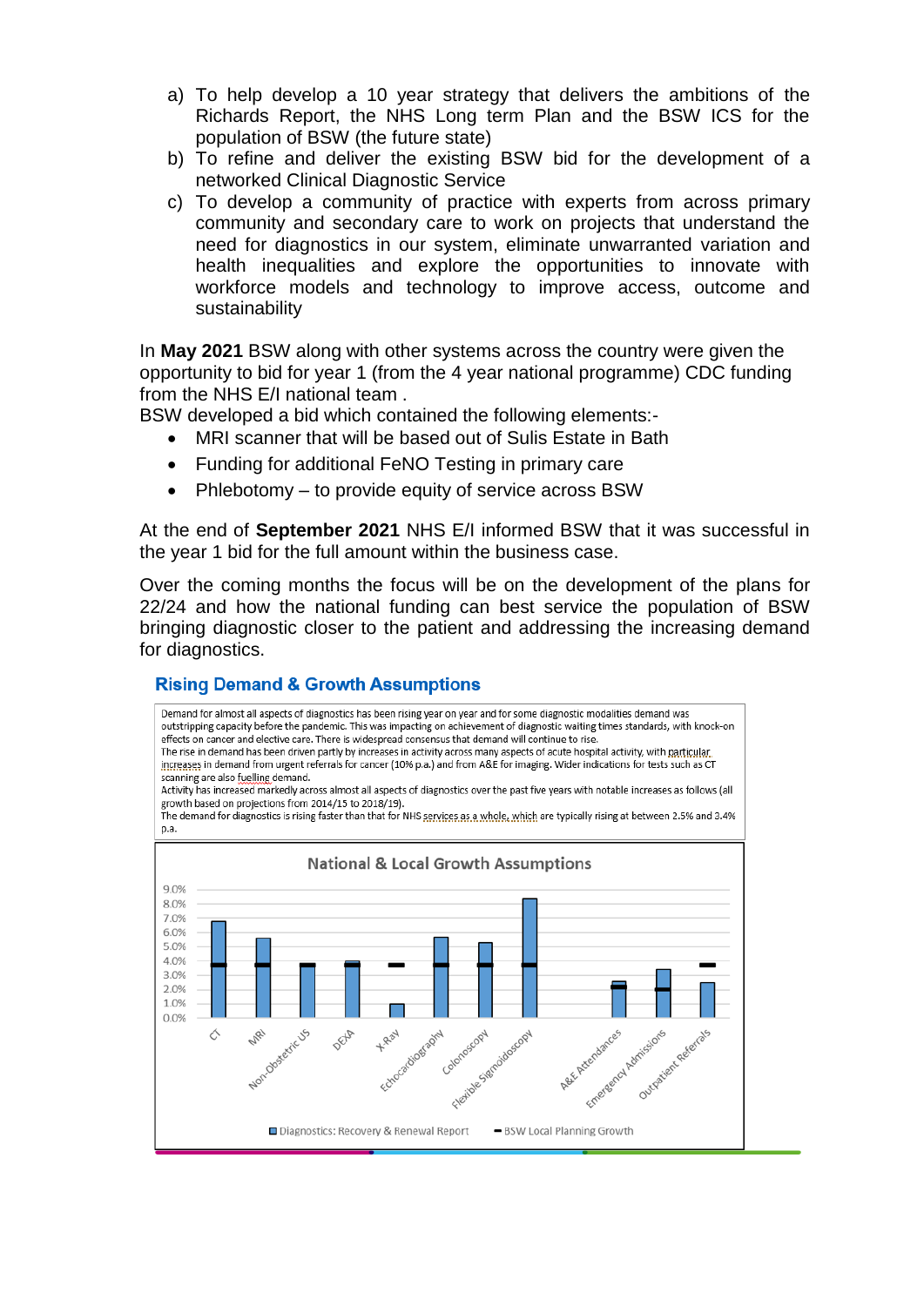a) To help develop a 10 year strategy that delivers the ambitions of the Richards Report, the NHS Long term Plan and the BSW ICS for the population of BSW (the future state)
b) To refine and deliver the existing BSW bid for the development of a networked Clinical Diagnostic Service
c) To develop a community of practice with experts from across primary community and secondary care to work on projects that understand the need for diagnostics in our system, eliminate unwarranted variation and health inequalities and explore the opportunities to innovate with workforce models and technology to improve access, outcome and sustainability

In **May 2021** BSW along with other systems across the country were given the opportunity to bid for year 1 (from the 4 year national programme) CDC funding from the NHS E/I national team .
BSW developed a bid which contained the following elements:-

- MRI scanner that will be based out of Sulis Estate in Bath
- Funding for additional FeNO Testing in primary care
- Phlebotomy – to provide equity of service across BSW

At the end of **September 2021** NHS E/I informed BSW that it was successful in the year 1 bid for the full amount within the business case.

Over the coming months the focus will be on the development of the plans for 22/24 and how the national funding can best service the population of BSW bringing diagnostic closer to the patient and addressing the increasing demand for diagnostics.

### Rising Demand & Growth Assumptions

Demand for almost all aspects of diagnostics has been rising year on year and for some diagnostic modalities demand was outstripping capacity before the pandemic. This was impacting on achievement of diagnostic waiting times standards, with knock-on effects on cancer and elective care. There is widespread consensus that demand will continue to rise.
The rise in demand has been driven partly by increases in activity across many aspects of acute hospital activity, with particular increases in demand from urgent referrals for cancer (10% p.a.) and from A&E for imaging. Wider indications for tests such as CT scanning are also fuelling demand.
Activity has increased markedly across almost all aspects of diagnostics over the past five years with notable increases as follows (all growth based on projections from 2014/15 to 2018/19).
The demand for diagnostics is rising faster than that for NHS services as a whole, which are typically rising at between 2.5% and 3.4% p.a.

**National & Local Growth Assumptions**

| | Diagnostics: Recovery & Renewal Report | BSW Local Planning Growth |
|---|---|---|
| CT | 6.8% | 3.7% |
| MRI | 5.6% | 3.7% |
| Non-Obstetric US | 3.8% | 3.7% |
| DEXA | 4.0% | 3.7% |
| X-Ray | 1.0% | 3.7% |
| Echocardiography | 5.7% | 3.7% |
| Colonoscopy | 5.3% | 3.7% |
| Flexible Sigmoidoscopy | 8.4% | 3.7% |
| A&E Attendances | 2.6% | 2.2% |
| Emergency Admissions | 3.4% | 2.0% |
| Outpatient Referrals | 2.5% | 3.7% |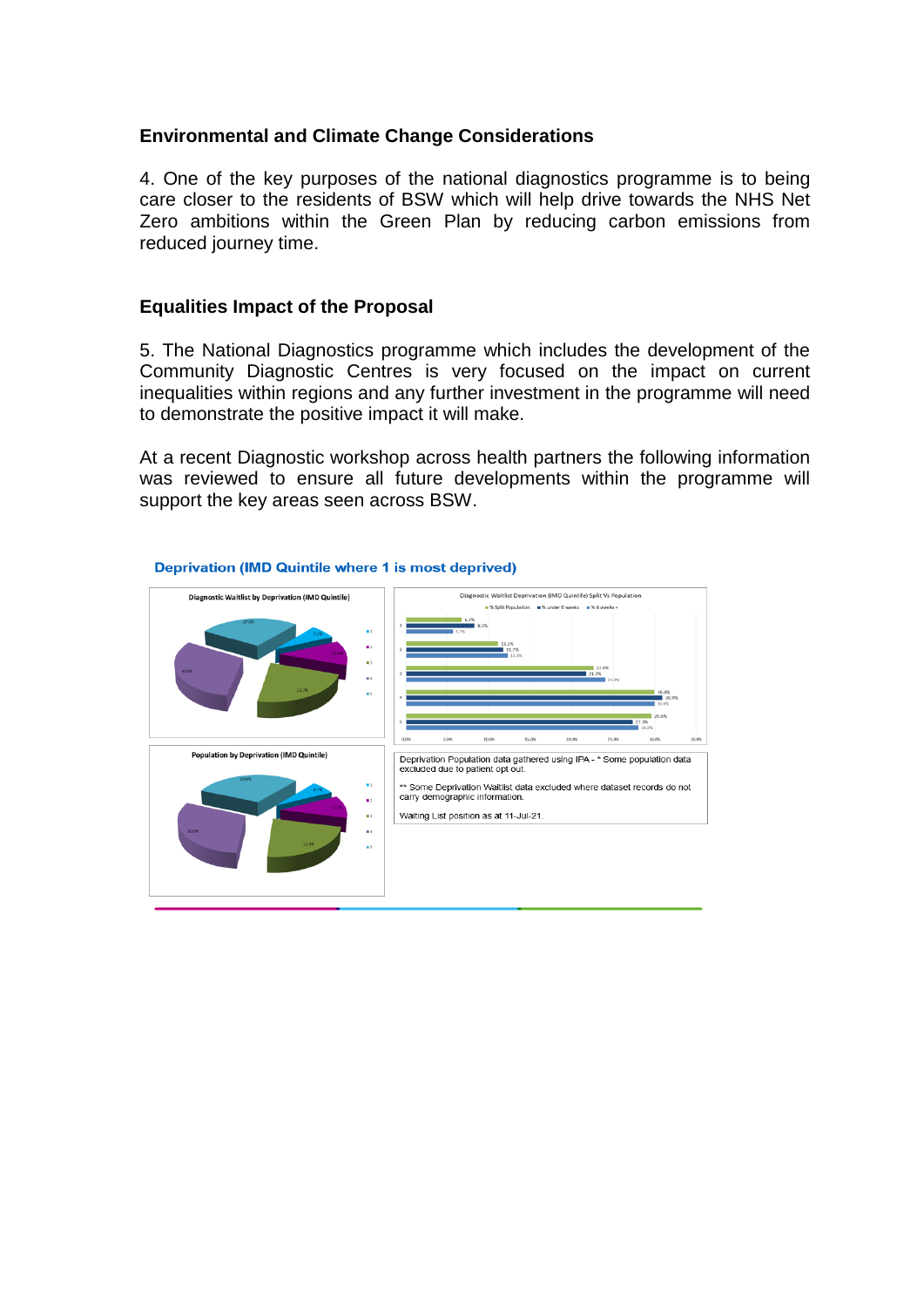### Environmental and Climate Change Considerations

4. One of the key purposes of the national diagnostics programme is to being care closer to the residents of BSW which will help drive towards the NHS Net Zero ambitions within the Green Plan by reducing carbon emissions from reduced journey time.

### Equalities Impact of the Proposal

5. The National Diagnostics programme which includes the development of the Community Diagnostic Centres is very focused on the impact on current inequalities within regions and any further investment in the programme will need to demonstrate the positive impact it will make.

At a recent Diagnostic workshop across health partners the following information was reviewed to ensure all future developments within the programme will support the key areas seen across BSW.

**Deprivation (IMD Quintile where 1 is most deprived)**

Diagnostic Waitlist by Deprivation (IMD Quintile)

Diagnostic Waitlist Deprivation (IMD Quintile) Split Vs Population

Population by Deprivation (IMD Quintile)

Deprivation Population data gathered using IPA - * Some population data excluded due to patient opt out.

** Some Deprivation Waitlist data excluded where dataset records do not carry demographic information.

Waiting List position as at 11-Jul-21.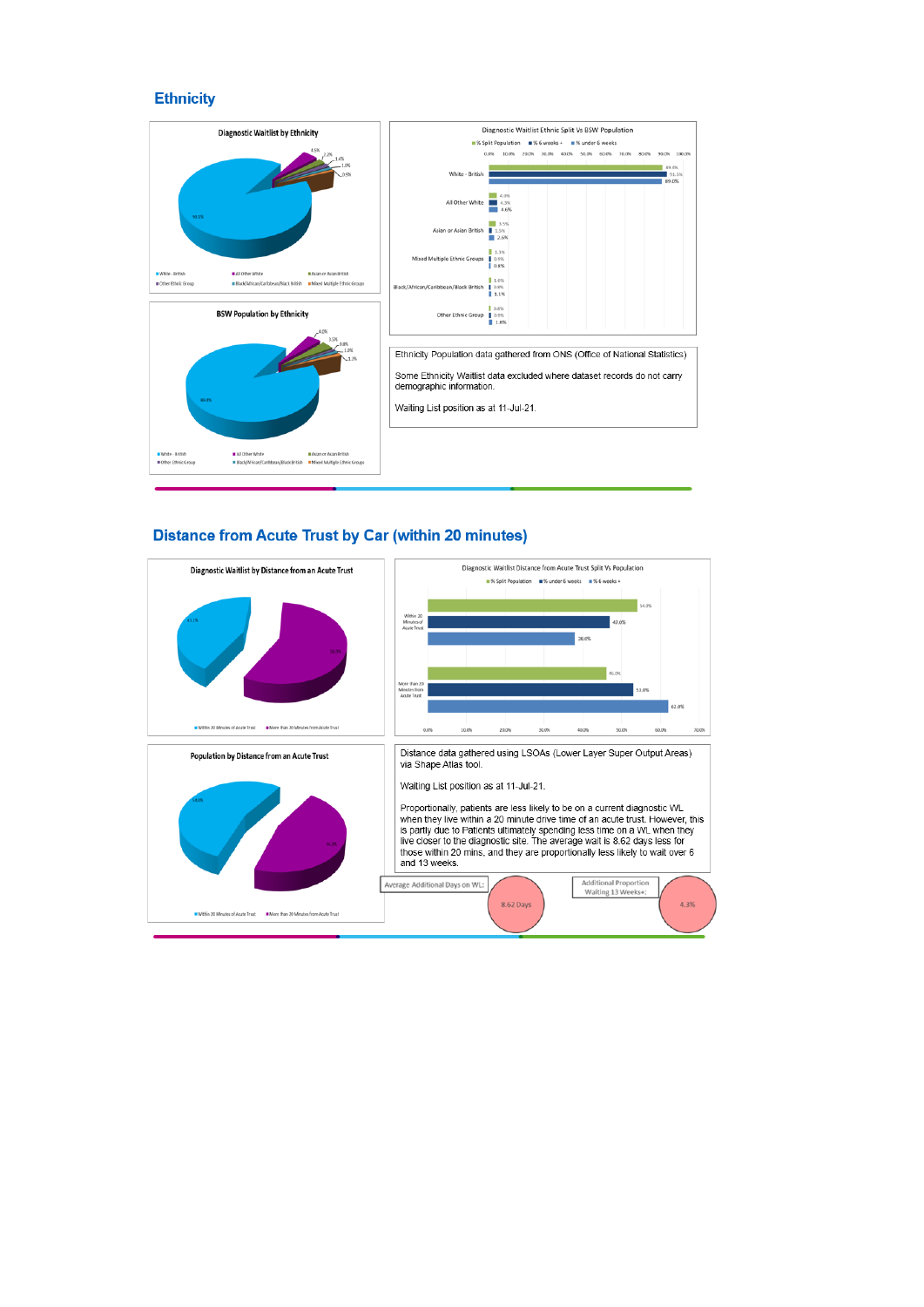## Ethnicity

Diagnostic Waitlist by Ethnicity

BSW Population by Ethnicity

Diagnostic Waitlist Ethnic Split Vs BSW Population

| | % Split Population | % 6 weeks + | % under 6 weeks |
|---|---|---|---|
| White - British | 89.4% | 91.5% | 89.0% |
| All Other White | 4.0% | 4.3% | 4.6% |
| Asian or Asian British | 3.5% | 1.5% | 2.6% |
| Mixed Multiple Ethnic Groups | 1.3% | 0.9% | 0.8% |
| Black/African/Caribbean/Black British | 1.0% | 0.9% | 1.1% |
| Other Ethnic Group | 0.6% | 0.9% | 1.8% |

Ethnicity Population data gathered from ONS (Office of National Statistics)

Some Ethnicity Waitlist data excluded where dataset records do not carry demographic information.

Waiting List position as at 11-Jul-21.

## Distance from Acute Trust by Car (within 20 minutes)

Diagnostic Waitlist by Distance from an Acute Trust

Population by Distance from an Acute Trust

Diagnostic Waitlist Distance from Acute Trust Split Vs Population

| | % Split Population | % under 6 weeks | % 6 weeks + |
|---|---|---|---|
| Within 20 Minutes of Acute Trust | 54.0% | 47.0% | 38.0% |
| More than 20 Minutes from Acute Trust | 46.0% | 53.0% | 62.0% |

Distance data gathered using LSOAs (Lower Layer Super Output Areas) via Shape Atlas tool.

Waiting List position as at 11-Jul-21.

Proportionally, patients are less likely to be on a current diagnostic WL when they live within a 20 minute drive time of an acute trust. However, this is partly due to Patients ultimately spending less time on a WL when they live closer to the diagnostic site. The average wait is 8.62 days less for those within 20 mins, and they are proportionally less likely to wait over 6 and 13 weeks.

Average Additional Days on WL: 8.62 Days

Additional Proportion Waiting 13 Weeks+: 4.3%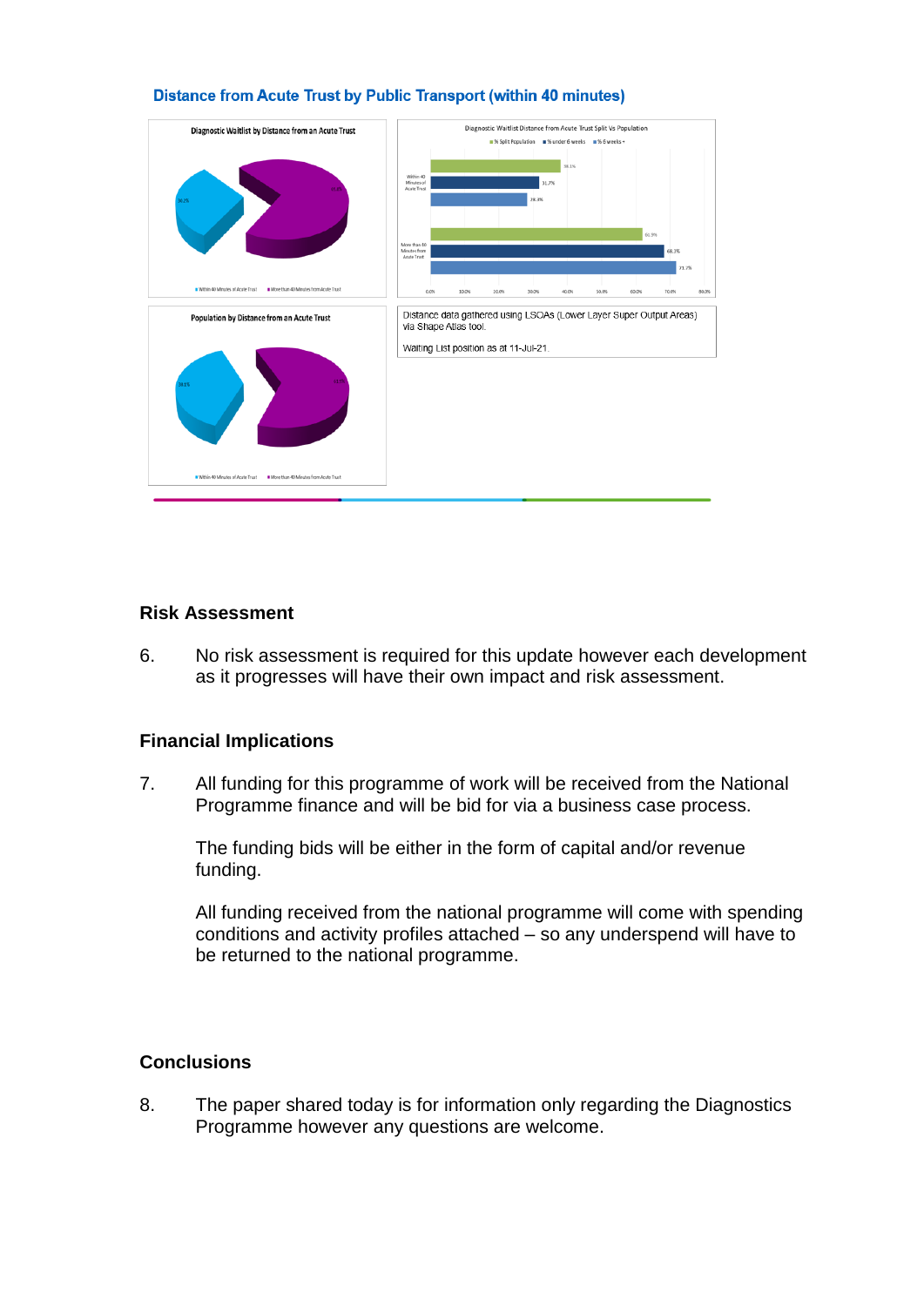### Distance from Acute Trust by Public Transport (within 40 minutes)

**Diagnostic Waitlist by Distance from an Acute Trust**

30.2% | 69.8%

Within 40 Minutes of Acute Trust | More than 40 Minutes from Acute Trust

**Diagnostic Waitlist Distance From Acute Trust Split Vs Population**

% Split Population | % under 6 weeks | % 6 weeks +

| | % Split Population | % under 6 weeks | % 6 weeks + |
|---|---|---|---|
| Within 40 Minutes of Acute Trust | 38.1% | 31.7% | 28.3% |
| More than 40 Minutes from Acute Trust | 61.9% | 68.3% | 71.7% |

**Population by Distance from an Acute Trust**

38.1% | 61.9%

Within 40 Minutes of Acute Trust | More than 40 Minutes from Acute Trust

Distance data gathered using LSOAs (Lower Layer Super Output Areas) via Shape Atlas tool.

Waiting List position as at 11-Jul-21.

## Risk Assessment

6. No risk assessment is required for this update however each development as it progresses will have their own impact and risk assessment.

## Financial Implications

7. All funding for this programme of work will be received from the National Programme finance and will be bid for via a business case process.

   The funding bids will be either in the form of capital and/or revenue funding.

   All funding received from the national programme will come with spending conditions and activity profiles attached – so any underspend will have to be returned to the national programme.

## Conclusions

8. The paper shared today is for information only regarding the Diagnostics Programme however any questions are welcome.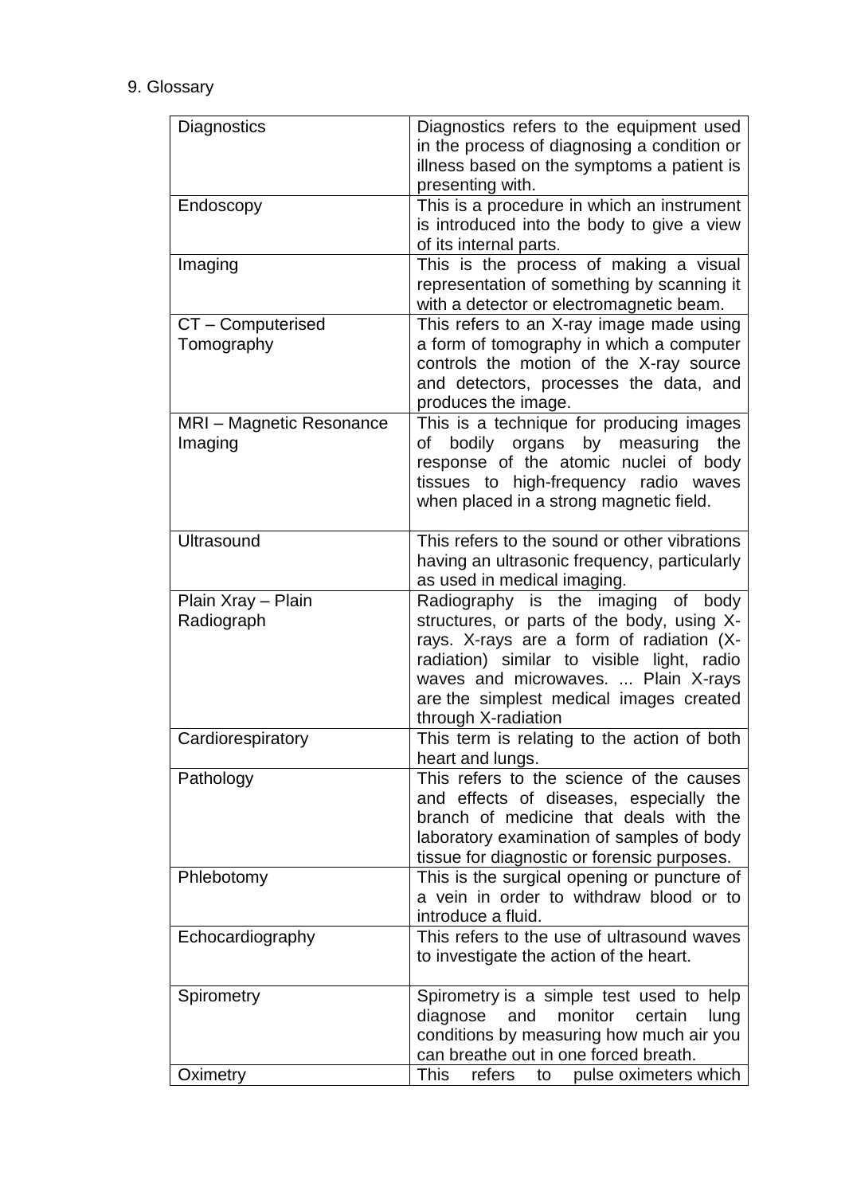9. Glossary

| | |
|---|---|
| Diagnostics | Diagnostics refers to the equipment used in the process of diagnosing a condition or illness based on the symptoms a patient is presenting with. |
| Endoscopy | This is a procedure in which an instrument is introduced into the body to give a view of its internal parts. |
| Imaging | This is the process of making a visual representation of something by scanning it with a detector or electromagnetic beam. |
| CT – Computerised Tomography | This refers to an X-ray image made using a form of tomography in which a computer controls the motion of the X-ray source and detectors, processes the data, and produces the image. |
| MRI – Magnetic Resonance Imaging | This is a technique for producing images of bodily organs by measuring the response of the atomic nuclei of body tissues to high-frequency radio waves when placed in a strong magnetic field. |
| Ultrasound | This refers to the sound or other vibrations having an ultrasonic frequency, particularly as used in medical imaging. |
| Plain Xray – Plain Radiograph | Radiography is the imaging of body structures, or parts of the body, using X-rays. X-rays are a form of radiation (X-radiation) similar to visible light, radio waves and microwaves. ... Plain X-rays are the simplest medical images created through X-radiation |
| Cardiorespiratory | This term is relating to the action of both heart and lungs. |
| Pathology | This refers to the science of the causes and effects of diseases, especially the branch of medicine that deals with the laboratory examination of samples of body tissue for diagnostic or forensic purposes. |
| Phlebotomy | This is the surgical opening or puncture of a vein in order to withdraw blood or to introduce a fluid. |
| Echocardiography | This refers to the use of ultrasound waves to investigate the action of the heart. |
| Spirometry | Spirometry is a simple test used to help diagnose and monitor certain lung conditions by measuring how much air you can breathe out in one forced breath. |
| Oximetry | This refers to pulse oximeters which |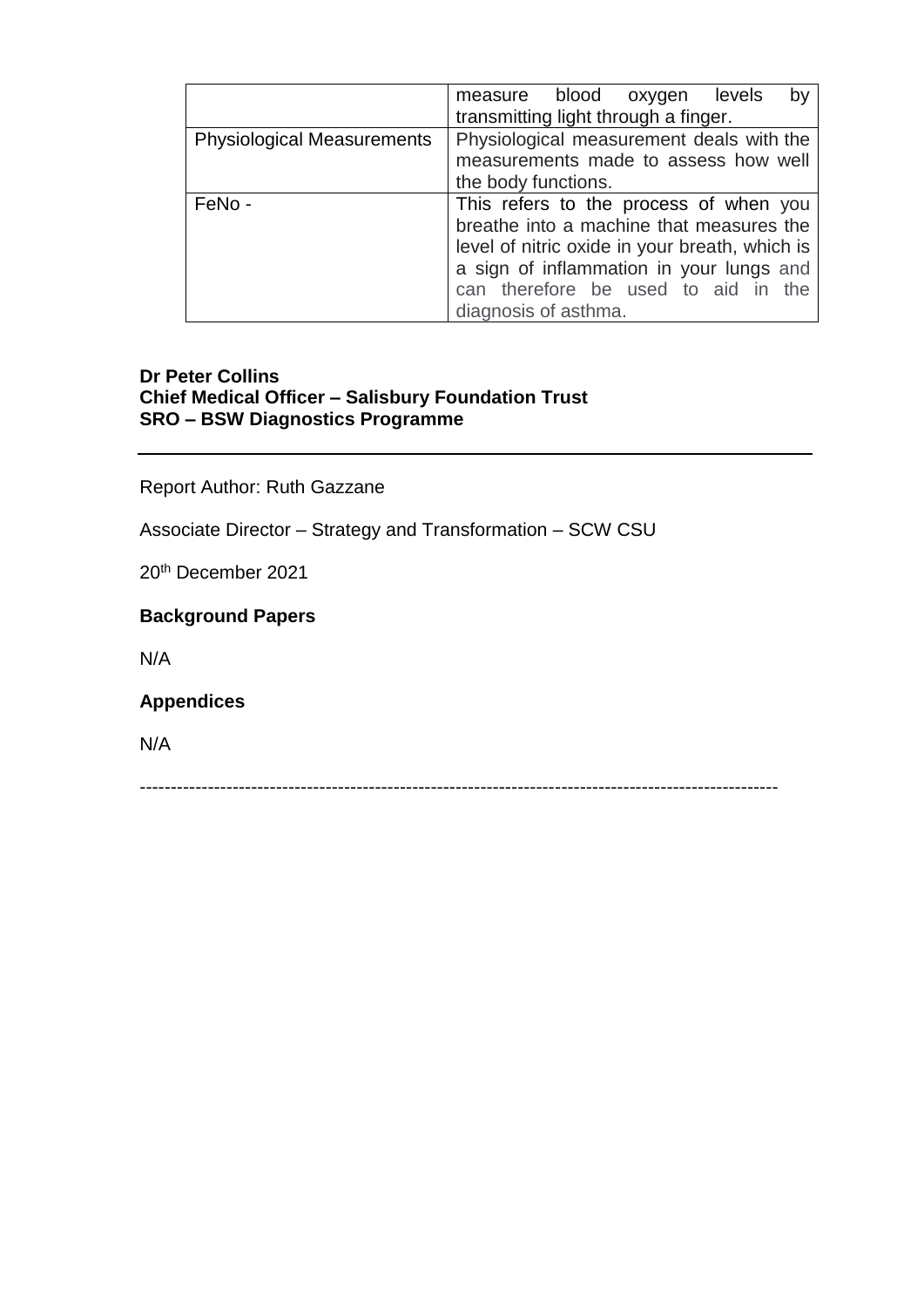| | |
|---|---|
| | measure blood oxygen levels by transmitting light through a finger. |
| Physiological Measurements | Physiological measurement deals with the measurements made to assess how well the body functions. |
| FeNo - | This refers to the process of when you breathe into a machine that measures the level of nitric oxide in your breath, which is a sign of inflammation in your lungs and can therefore be used to aid in the diagnosis of asthma. |

**Dr Peter Collins**
**Chief Medical Officer – Salisbury Foundation Trust**
**SRO – BSW Diagnostics Programme**

---

Report Author: Ruth Gazzane

Associate Director – Strategy and Transformation – SCW CSU

20th December 2021

**Background Papers**

N/A

**Appendices**

N/A

-----------------------------------------------------------------------------------------------------